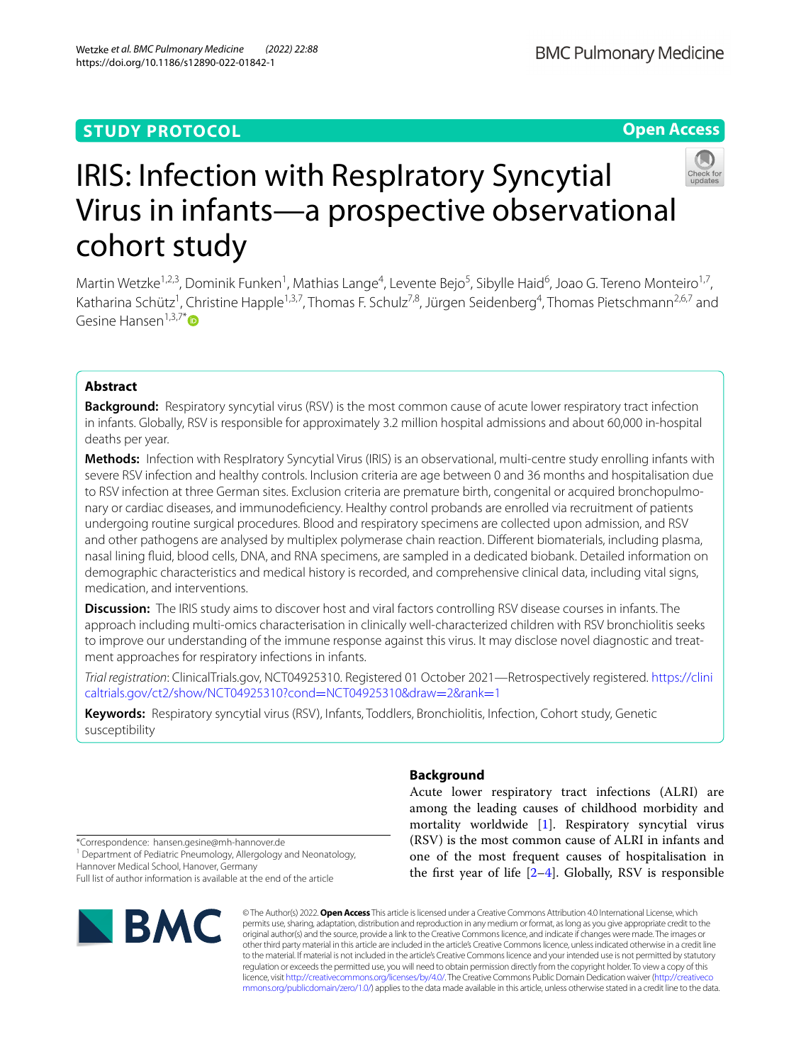STUDY PROTOCOL

Open Access

# IRIS: Infection with RespIratory Syncytial Virus in infants—a prospective observational cohort study

Martin Wetzke[1,2,3], Dominik Funken[1], Mathias Lange[4], Levente Bejo[5], Sibylle Haid[6], Joao G. Tereno Monteiro[1,7], Katharina Schütz[1], Christine Happle[1,3,7], Thomas F. Schulz[7,8], Jürgen Seidenberg[4], Thomas Pietschmann[2,6,7] and Gesine Hansen[1,3,7*]

## Abstract

**Background:** Respiratory syncytial virus (RSV) is the most common cause of acute lower respiratory tract infection in infants. Globally, RSV is responsible for approximately 3.2 million hospital admissions and about 60,000 in-hospital deaths per year.

**Methods:** Infection with RespIratory Syncytial Virus (IRIS) is an observational, multi-centre study enrolling infants with severe RSV infection and healthy controls. Inclusion criteria are age between 0 and 36 months and hospitalisation due to RSV infection at three German sites. Exclusion criteria are premature birth, congenital or acquired bronchopulmonary or cardiac diseases, and immunodeficiency. Healthy control probands are enrolled via recruitment of patients undergoing routine surgical procedures. Blood and respiratory specimens are collected upon admission, and RSV and other pathogens are analysed by multiplex polymerase chain reaction. Different biomaterials, including plasma, nasal lining fluid, blood cells, DNA, and RNA specimens, are sampled in a dedicated biobank. Detailed information on demographic characteristics and medical history is recorded, and comprehensive clinical data, including vital signs, medication, and interventions.

**Discussion:** The IRIS study aims to discover host and viral factors controlling RSV disease courses in infants. The approach including multi-omics characterisation in clinically well-characterized children with RSV bronchiolitis seeks to improve our understanding of the immune response against this virus. It may disclose novel diagnostic and treatment approaches for respiratory infections in infants.

*Trial registration*: ClinicalTrials.gov, NCT04925310. Registered 01 October 2021—Retrospectively registered. https://clinicaltrials.gov/ct2/show/NCT04925310?cond=NCT04925310&draw=2&rank=1

**Keywords:** Respiratory syncytial virus (RSV), Infants, Toddlers, Bronchiolitis, Infection, Cohort study, Genetic susceptibility

*Correspondence: hansen.gesine@mh-hannover.de
[1] Department of Pediatric Pneumology, Allergology and Neonatology, Hannover Medical School, Hanover, Germany
Full list of author information is available at the end of the article

## Background

Acute lower respiratory tract infections (ALRI) are among the leading causes of childhood morbidity and mortality worldwide [1]. Respiratory syncytial virus (RSV) is the most common cause of ALRI in infants and one of the most frequent causes of hospitalisation in the first year of life [2–4]. Globally, RSV is responsible

© The Author(s) 2022. **Open Access** This article is licensed under a Creative Commons Attribution 4.0 International License, which permits use, sharing, adaptation, distribution and reproduction in any medium or format, as long as you give appropriate credit to the original author(s) and the source, provide a link to the Creative Commons licence, and indicate if changes were made. The images or other third party material in this article are included in the article's Creative Commons licence, unless indicated otherwise in a credit line to the material. If material is not included in the article's Creative Commons licence and your intended use is not permitted by statutory regulation or exceeds the permitted use, you will need to obtain permission directly from the copyright holder. To view a copy of this licence, visit http://creativecommons.org/licenses/by/4.0/. The Creative Commons Public Domain Dedication waiver (http://creativecommons.org/publicdomain/zero/1.0/) applies to the data made available in this article, unless otherwise stated in a credit line to the data.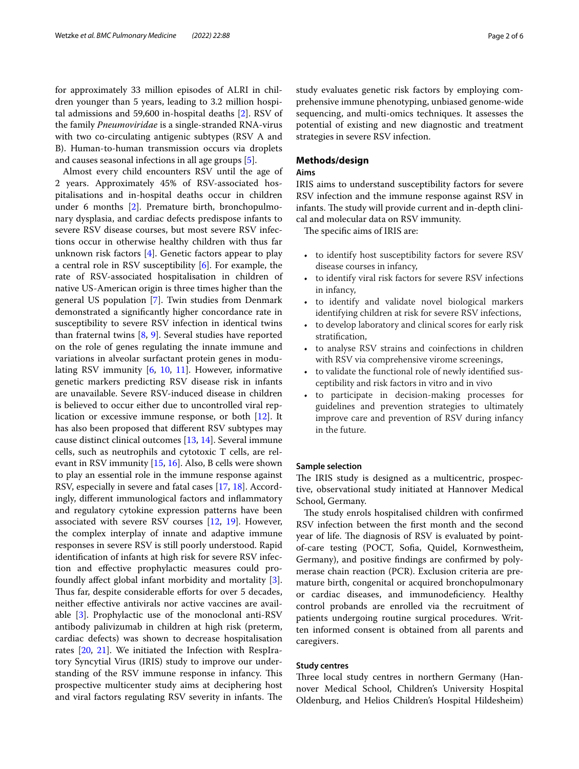for approximately 33 million episodes of ALRI in children younger than 5 years, leading to 3.2 million hospital admissions and 59,600 in-hospital deaths [2]. RSV of the family *Pneumoviridae* is a single-stranded RNA-virus with two co-circulating antigenic subtypes (RSV A and B). Human-to-human transmission occurs via droplets and causes seasonal infections in all age groups [5].

Almost every child encounters RSV until the age of 2 years. Approximately 45% of RSV-associated hospitalisations and in-hospital deaths occur in children under 6 months [2]. Premature birth, bronchopulmonary dysplasia, and cardiac defects predispose infants to severe RSV disease courses, but most severe RSV infections occur in otherwise healthy children with thus far unknown risk factors [4]. Genetic factors appear to play a central role in RSV susceptibility [6]. For example, the rate of RSV-associated hospitalisation in children of native US-American origin is three times higher than the general US population [7]. Twin studies from Denmark demonstrated a significantly higher concordance rate in susceptibility to severe RSV infection in identical twins than fraternal twins [8, 9]. Several studies have reported on the role of genes regulating the innate immune and variations in alveolar surfactant protein genes in modulating RSV immunity [6, 10, 11]. However, informative genetic markers predicting RSV disease risk in infants are unavailable. Severe RSV-induced disease in children is believed to occur either due to uncontrolled viral replication or excessive immune response, or both [12]. It has also been proposed that different RSV subtypes may cause distinct clinical outcomes [13, 14]. Several immune cells, such as neutrophils and cytotoxic T cells, are relevant in RSV immunity [15, 16]. Also, B cells were shown to play an essential role in the immune response against RSV, especially in severe and fatal cases [17, 18]. Accordingly, different immunological factors and inflammatory and regulatory cytokine expression patterns have been associated with severe RSV courses [12, 19]. However, the complex interplay of innate and adaptive immune responses in severe RSV is still poorly understood. Rapid identification of infants at high risk for severe RSV infection and effective prophylactic measures could profoundly affect global infant morbidity and mortality [3]. Thus far, despite considerable efforts for over 5 decades, neither effective antivirals nor active vaccines are available [3]. Prophylactic use of the monoclonal anti-RSV antibody palivizumab in children at high risk (preterm, cardiac defects) was shown to decrease hospitalisation rates [20, 21]. We initiated the Infection with RespIratory Syncytial Virus (IRIS) study to improve our understanding of the RSV immune response in infancy. This prospective multicenter study aims at deciphering host and viral factors regulating RSV severity in infants. The study evaluates genetic risk factors by employing comprehensive immune phenotyping, unbiased genome-wide sequencing, and multi-omics techniques. It assesses the potential of existing and new diagnostic and treatment strategies in severe RSV infection.

## Methods/design

### Aims

IRIS aims to understand susceptibility factors for severe RSV infection and the immune response against RSV in infants. The study will provide current and in-depth clinical and molecular data on RSV immunity.

The specific aims of IRIS are:

- to identify host susceptibility factors for severe RSV disease courses in infancy,
- to identify viral risk factors for severe RSV infections in infancy,
- to identify and validate novel biological markers identifying children at risk for severe RSV infections,
- to develop laboratory and clinical scores for early risk stratification,
- to analyse RSV strains and coinfections in children with RSV via comprehensive virome screenings,
- to validate the functional role of newly identified susceptibility and risk factors in vitro and in vivo
- to participate in decision-making processes for guidelines and prevention strategies to ultimately improve care and prevention of RSV during infancy in the future.

### Sample selection

The IRIS study is designed as a multicentric, prospective, observational study initiated at Hannover Medical School, Germany.

The study enrols hospitalised children with confirmed RSV infection between the first month and the second year of life. The diagnosis of RSV is evaluated by point-of-care testing (POCT, Sofia, Quidel, Kornwestheim, Germany), and positive findings are confirmed by polymerase chain reaction (PCR). Exclusion criteria are premature birth, congenital or acquired bronchopulmonary or cardiac diseases, and immunodeficiency. Healthy control probands are enrolled via the recruitment of patients undergoing routine surgical procedures. Written informed consent is obtained from all parents and caregivers.

### Study centres

Three local study centres in northern Germany (Hannover Medical School, Children's University Hospital Oldenburg, and Helios Children's Hospital Hildesheim)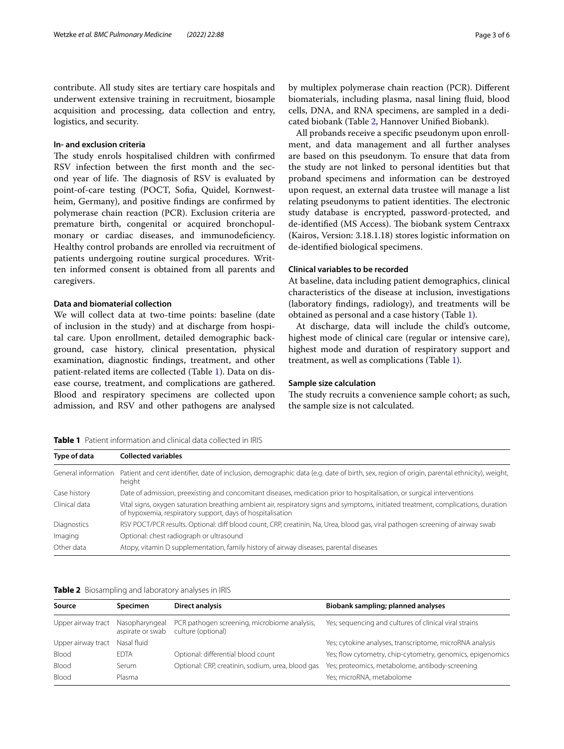contribute. All study sites are tertiary care hospitals and underwent extensive training in recruitment, biosample acquisition and processing, data collection and entry, logistics, and security.

### In- and exclusion criteria

The study enrols hospitalised children with confirmed RSV infection between the first month and the second year of life. The diagnosis of RSV is evaluated by point-of-care testing (POCT, Sofia, Quidel, Kornwestheim, Germany), and positive findings are confirmed by polymerase chain reaction (PCR). Exclusion criteria are premature birth, congenital or acquired bronchopulmonary or cardiac diseases, and immunodeficiency. Healthy control probands are enrolled via recruitment of patients undergoing routine surgical procedures. Written informed consent is obtained from all parents and caregivers.

### Data and biomaterial collection

We will collect data at two-time points: baseline (date of inclusion in the study) and at discharge from hospital care. Upon enrollment, detailed demographic background, case history, clinical presentation, physical examination, diagnostic findings, treatment, and other patient-related items are collected (Table 1). Data on disease course, treatment, and complications are gathered. Blood and respiratory specimens are collected upon admission, and RSV and other pathogens are analysed by multiplex polymerase chain reaction (PCR). Different biomaterials, including plasma, nasal lining fluid, blood cells, DNA, and RNA specimens, are sampled in a dedicated biobank (Table 2, Hannover Unified Biobank).

All probands receive a specific pseudonym upon enrollment, and data management and all further analyses are based on this pseudonym. To ensure that data from the study are not linked to personal identities but that proband specimens and information can be destroyed upon request, an external data trustee will manage a list relating pseudonyms to patient identities. The electronic study database is encrypted, password-protected, and de-identified (MS Access). The biobank system Centraxx (Kairos, Version: 3.18.1.18) stores logistic information on de-identified biological specimens.

### Clinical variables to be recorded

At baseline, data including patient demographics, clinical characteristics of the disease at inclusion, investigations (laboratory findings, radiology), and treatments will be obtained as personal and a case history (Table 1).

At discharge, data will include the child's outcome, highest mode of clinical care (regular or intensive care), highest mode and duration of respiratory support and treatment, as well as complications (Table 1).

### Sample size calculation

The study recruits a convenience sample cohort; as such, the sample size is not calculated.

**Table 1** Patient information and clinical data collected in IRIS

| Type of data | Collected variables |
| --- | --- |
| General information | Patient and cent identifier, date of inclusion, demographic data (e.g. date of birth, sex, region of origin, parental ethnicity), weight, height |
| Case history | Date of admission, preexisting and concomitant diseases, medication prior to hospitalisation, or surgical interventions |
| Clinical data | Vital signs, oxygen saturation breathing ambient air, respiratory signs and symptoms, initiated treatment, complications, duration of hypoxemia, respiratory support, days of hospitalisation |
| Diagnostics | RSV POCT/PCR results. Optional: diff blood count, CRP, creatinin, Na, Urea, blood gas, viral pathogen screening of airway swab |
| Imaging | Optional: chest radiograph or ultrasound |
| Other data | Atopy, vitamin D supplementation, family history of airway diseases, parental diseases |

**Table 2** Biosampling and laboratory analyses in IRIS

| Source | Specimen | Direct analysis | Biobank sampling; planned analyses |
| --- | --- | --- | --- |
| Upper airway tract | Nasopharyngeal aspirate or swab | PCR pathogen screening, microbiome analysis, culture (optional) | Yes; sequencing and cultures of clinical viral strains |
| Upper airway tract | Nasal fluid | | Yes; cytokine analyses, transcriptome, microRNA analysis |
| Blood | EDTA | Optional: differential blood count | Yes; flow cytometry, chip-cytometry, genomics, epigenomics |
| Blood | Serum | Optional: CRP, creatinin, sodium, urea, blood gas | Yes; proteomics, metabolome, antibody-screening |
| Blood | Plasma | | Yes; microRNA, metabolome |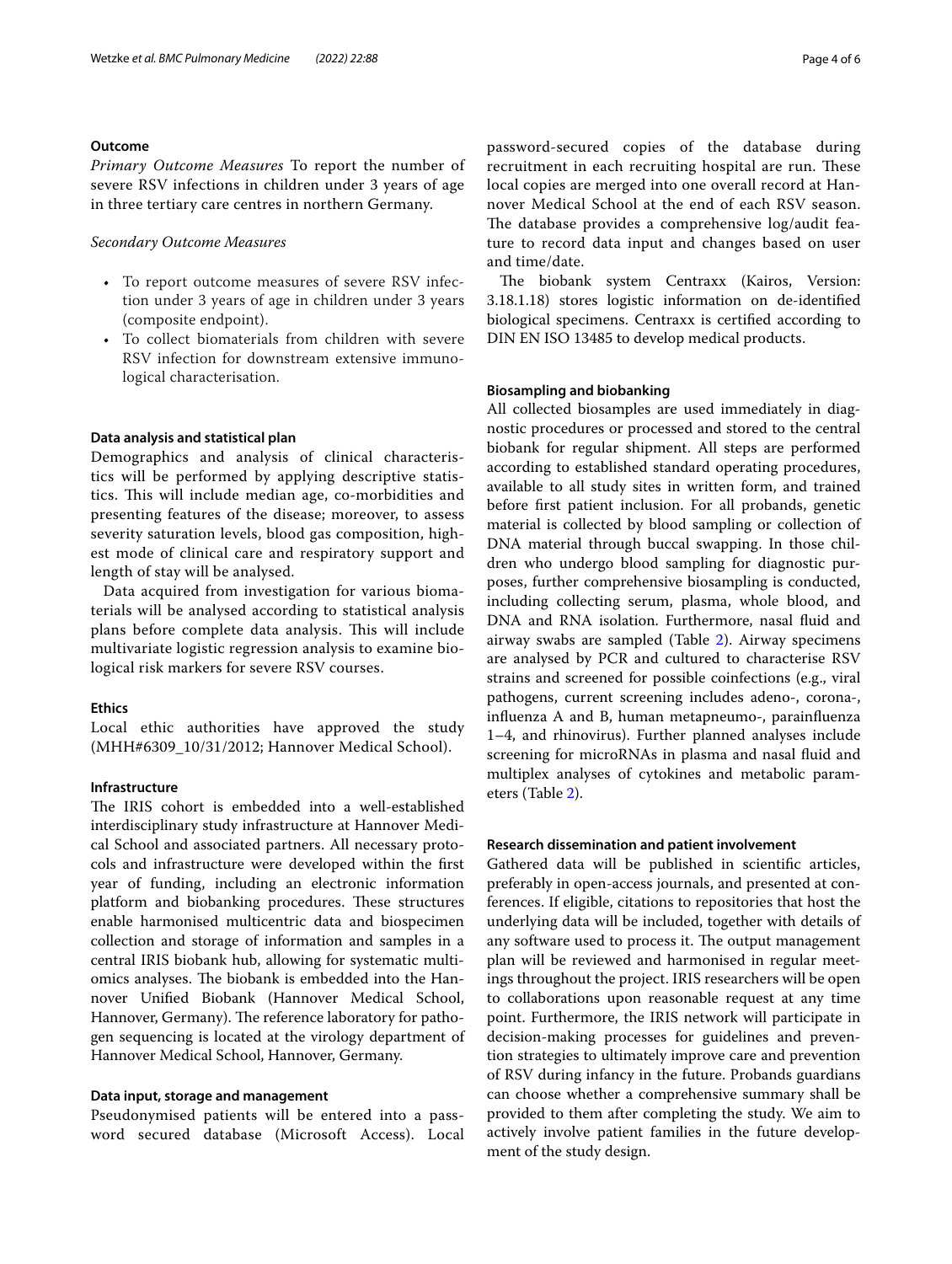### Outcome

*Primary Outcome Measures* To report the number of severe RSV infections in children under 3 years of age in three tertiary care centres in northern Germany.

*Secondary Outcome Measures*

- To report outcome measures of severe RSV infection under 3 years of age in children under 3 years (composite endpoint).
- To collect biomaterials from children with severe RSV infection for downstream extensive immunological characterisation.

### Data analysis and statistical plan

Demographics and analysis of clinical characteristics will be performed by applying descriptive statistics. This will include median age, co-morbidities and presenting features of the disease; moreover, to assess severity saturation levels, blood gas composition, highest mode of clinical care and respiratory support and length of stay will be analysed.

Data acquired from investigation for various biomaterials will be analysed according to statistical analysis plans before complete data analysis. This will include multivariate logistic regression analysis to examine biological risk markers for severe RSV courses.

### Ethics

Local ethic authorities have approved the study (MHH#6309_10/31/2012; Hannover Medical School).

### Infrastructure

The IRIS cohort is embedded into a well-established interdisciplinary study infrastructure at Hannover Medical School and associated partners. All necessary protocols and infrastructure were developed within the first year of funding, including an electronic information platform and biobanking procedures. These structures enable harmonised multicentric data and biospecimen collection and storage of information and samples in a central IRIS biobank hub, allowing for systematic multi-omics analyses. The biobank is embedded into the Hannover Unified Biobank (Hannover Medical School, Hannover, Germany). The reference laboratory for pathogen sequencing is located at the virology department of Hannover Medical School, Hannover, Germany.

### Data input, storage and management

Pseudonymised patients will be entered into a password secured database (Microsoft Access). Local password-secured copies of the database during recruitment in each recruiting hospital are run. These local copies are merged into one overall record at Hannover Medical School at the end of each RSV season. The database provides a comprehensive log/audit feature to record data input and changes based on user and time/date.

The biobank system Centraxx (Kairos, Version: 3.18.1.18) stores logistic information on de-identified biological specimens. Centraxx is certified according to DIN EN ISO 13485 to develop medical products.

### Biosampling and biobanking

All collected biosamples are used immediately in diagnostic procedures or processed and stored to the central biobank for regular shipment. All steps are performed according to established standard operating procedures, available to all study sites in written form, and trained before first patient inclusion. For all probands, genetic material is collected by blood sampling or collection of DNA material through buccal swapping. In those children who undergo blood sampling for diagnostic purposes, further comprehensive biosampling is conducted, including collecting serum, plasma, whole blood, and DNA and RNA isolation. Furthermore, nasal fluid and airway swabs are sampled (Table 2). Airway specimens are analysed by PCR and cultured to characterise RSV strains and screened for possible coinfections (e.g., viral pathogens, current screening includes adeno-, corona-, influenza A and B, human metapneumo-, parainfluenza 1–4, and rhinovirus). Further planned analyses include screening for microRNAs in plasma and nasal fluid and multiplex analyses of cytokines and metabolic parameters (Table 2).

### Research dissemination and patient involvement

Gathered data will be published in scientific articles, preferably in open-access journals, and presented at conferences. If eligible, citations to repositories that host the underlying data will be included, together with details of any software used to process it. The output management plan will be reviewed and harmonised in regular meetings throughout the project. IRIS researchers will be open to collaborations upon reasonable request at any time point. Furthermore, the IRIS network will participate in decision-making processes for guidelines and prevention strategies to ultimately improve care and prevention of RSV during infancy in the future. Probands guardians can choose whether a comprehensive summary shall be provided to them after completing the study. We aim to actively involve patient families in the future development of the study design.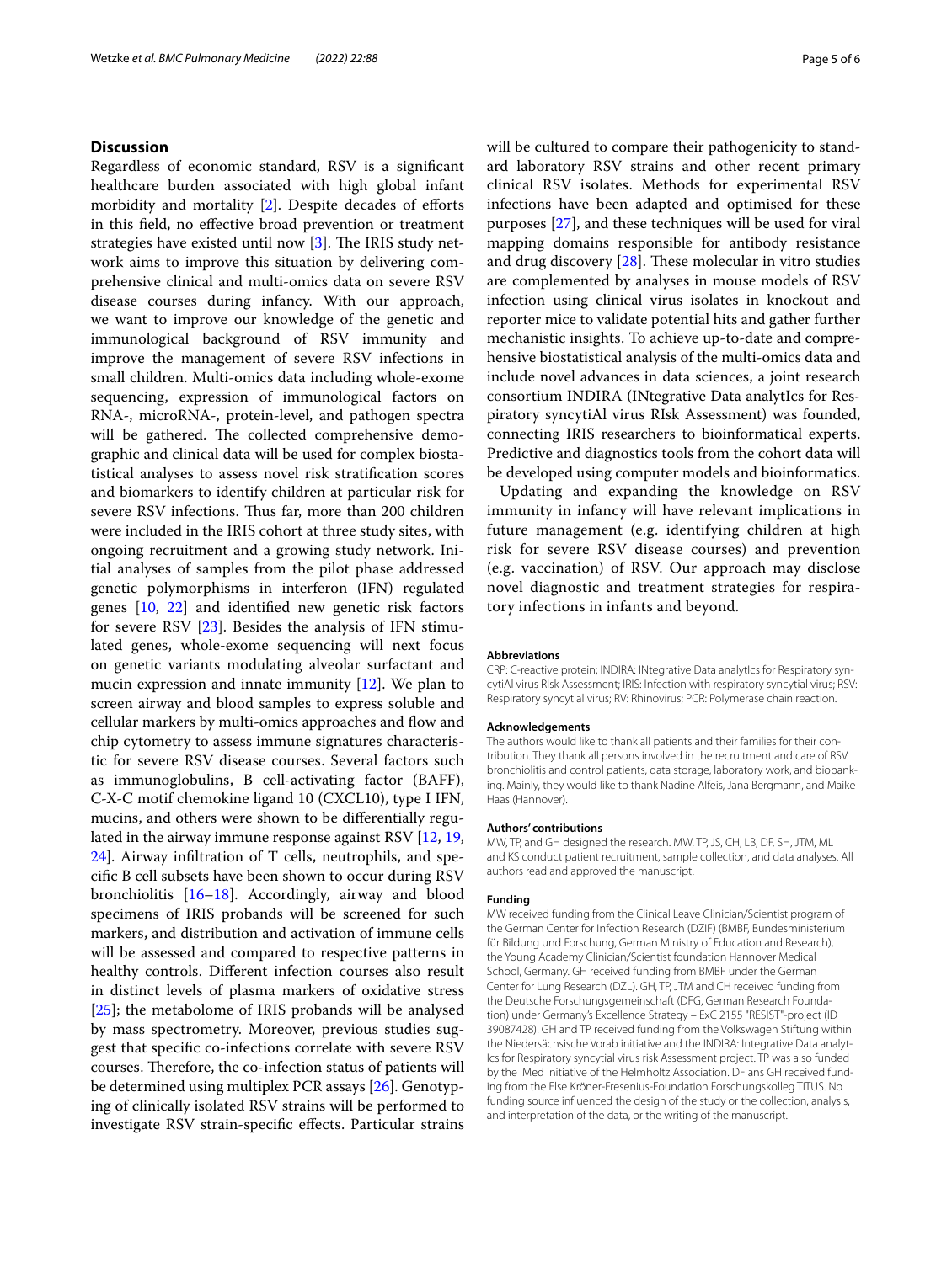## Discussion

Regardless of economic standard, RSV is a significant healthcare burden associated with high global infant morbidity and mortality [2]. Despite decades of efforts in this field, no effective broad prevention or treatment strategies have existed until now [3]. The IRIS study network aims to improve this situation by delivering comprehensive clinical and multi-omics data on severe RSV disease courses during infancy. With our approach, we want to improve our knowledge of the genetic and immunological background of RSV immunity and improve the management of severe RSV infections in small children. Multi-omics data including whole-exome sequencing, expression of immunological factors on RNA-, microRNA-, protein-level, and pathogen spectra will be gathered. The collected comprehensive demographic and clinical data will be used for complex biostatistical analyses to assess novel risk stratification scores and biomarkers to identify children at particular risk for severe RSV infections. Thus far, more than 200 children were included in the IRIS cohort at three study sites, with ongoing recruitment and a growing study network. Initial analyses of samples from the pilot phase addressed genetic polymorphisms in interferon (IFN) regulated genes [10, 22] and identified new genetic risk factors for severe RSV [23]. Besides the analysis of IFN stimulated genes, whole-exome sequencing will next focus on genetic variants modulating alveolar surfactant and mucin expression and innate immunity [12]. We plan to screen airway and blood samples to express soluble and cellular markers by multi-omics approaches and flow and chip cytometry to assess immune signatures characteristic for severe RSV disease courses. Several factors such as immunoglobulins, B cell-activating factor (BAFF), C-X-C motif chemokine ligand 10 (CXCL10), type I IFN, mucins, and others were shown to be differentially regulated in the airway immune response against RSV [12, 19, 24]. Airway infiltration of T cells, neutrophils, and specific B cell subsets have been shown to occur during RSV bronchiolitis [16–18]. Accordingly, airway and blood specimens of IRIS probands will be screened for such markers, and distribution and activation of immune cells will be assessed and compared to respective patterns in healthy controls. Different infection courses also result in distinct levels of plasma markers of oxidative stress [25]; the metabolome of IRIS probands will be analysed by mass spectrometry. Moreover, previous studies suggest that specific co-infections correlate with severe RSV courses. Therefore, the co-infection status of patients will be determined using multiplex PCR assays [26]. Genotyping of clinically isolated RSV strains will be performed to investigate RSV strain-specific effects. Particular strains will be cultured to compare their pathogenicity to standard laboratory RSV strains and other recent primary clinical RSV isolates. Methods for experimental RSV infections have been adapted and optimised for these purposes [27], and these techniques will be used for viral mapping domains responsible for antibody resistance and drug discovery [28]. These molecular in vitro studies are complemented by analyses in mouse models of RSV infection using clinical virus isolates in knockout and reporter mice to validate potential hits and gather further mechanistic insights. To achieve up-to-date and comprehensive biostatistical analysis of the multi-omics data and include novel advances in data sciences, a joint research consortium INDIRA (INtegrative Data analytIcs for Respiratory syncytiAl virus RIsk Assessment) was founded, connecting IRIS researchers to bioinformatical experts. Predictive and diagnostics tools from the cohort data will be developed using computer models and bioinformatics.

Updating and expanding the knowledge on RSV immunity in infancy will have relevant implications in future management (e.g. identifying children at high risk for severe RSV disease courses) and prevention (e.g. vaccination) of RSV. Our approach may disclose novel diagnostic and treatment strategies for respiratory infections in infants and beyond.

#### Abbreviations

CRP: C-reactive protein; INDIRA: INtegrative Data analytIcs for Respiratory syncytiAl virus RIsk Assessment; IRIS: Infection with respiratory syncytial virus; RSV: Respiratory syncytial virus; RV: Rhinovirus; PCR: Polymerase chain reaction.

#### Acknowledgements

The authors would like to thank all patients and their families for their contribution. They thank all persons involved in the recruitment and care of RSV bronchiolitis and control patients, data storage, laboratory work, and biobanking. Mainly, they would like to thank Nadine Alfeis, Jana Bergmann, and Maike Haas (Hannover).

#### Authors' contributions

MW, TP, and GH designed the research. MW, TP, JS, CH, LB, DF, SH, JTM, ML and KS conduct patient recruitment, sample collection, and data analyses. All authors read and approved the manuscript.

#### Funding

MW received funding from the Clinical Leave Clinician/Scientist program of the German Center for Infection Research (DZIF) (BMBF, Bundesministerium für Bildung und Forschung, German Ministry of Education and Research), the Young Academy Clinician/Scientist foundation Hannover Medical School, Germany. GH received funding from BMBF under the German Center for Lung Research (DZL). GH, TP, JTM and CH received funding from the Deutsche Forschungsgemeinschaft (DFG, German Research Foundation) under Germany's Excellence Strategy – ExC 2155 "RESIST"-project (ID 39087428). GH and TP received funding from the Volkswagen Stiftung within the Niedersächsische Vorab initiative and the INDIRA: Integrative Data analytIcs for Respiratory syncytial virus risk Assessment project. TP was also funded by the iMed initiative of the Helmholtz Association. DF ans GH received funding from the Else Kröner-Fresenius-Foundation Forschungskolleg TITUS. No funding source influenced the design of the study or the collection, analysis, and interpretation of the data, or the writing of the manuscript.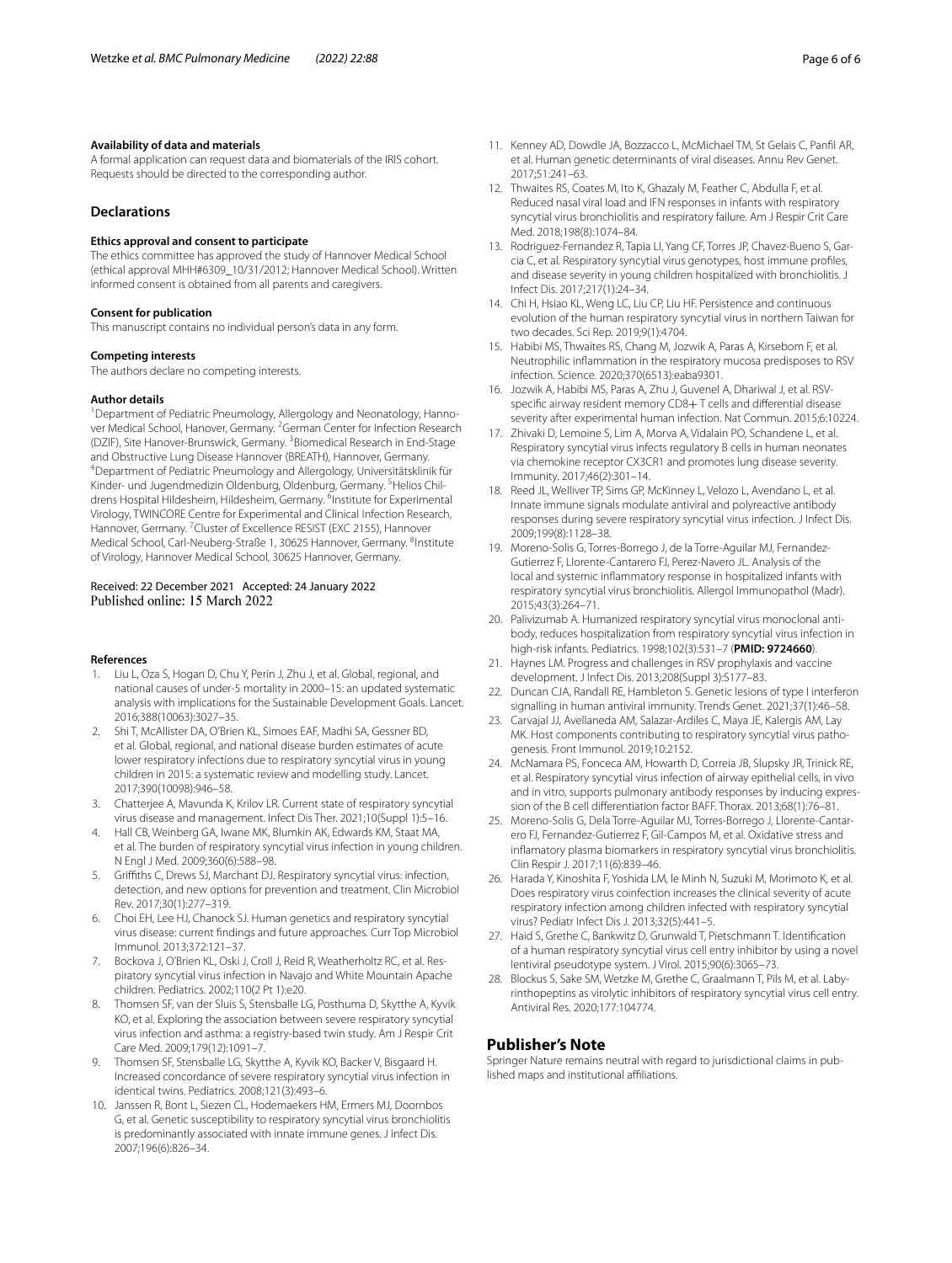#### Availability of data and materials

A formal application can request data and biomaterials of the IRIS cohort. Requests should be directed to the corresponding author.

## Declarations

#### Ethics approval and consent to participate

The ethics committee has approved the study of Hannover Medical School (ethical approval MHH#6309_10/31/2012; Hannover Medical School). Written informed consent is obtained from all parents and caregivers.

#### Consent for publication

This manuscript contains no individual person's data in any form.

#### Competing interests

The authors declare no competing interests.

#### Author details

[1]Department of Pediatric Pneumology, Allergology and Neonatology, Hannover Medical School, Hanover, Germany. [2]German Center for Infection Research (DZIF), Site Hanover-Brunswick, Germany. [3]Biomedical Research in End-Stage and Obstructive Lung Disease Hannover (BREATH), Hannover, Germany. [4]Department of Pediatric Pneumology and Allergology, Universitätsklinik für Kinder- und Jugendmedizin Oldenburg, Oldenburg, Germany. [5]Helios Childrens Hospital Hildesheim, Hildesheim, Germany. [6]Institute for Experimental Virology, TWINCORE Centre for Experimental and Clinical Infection Research, Hannover, Germany. [7]Cluster of Excellence RESIST (EXC 2155), Hannover Medical School, Carl-Neuberg-Straße 1, 30625 Hannover, Germany. [8]Institute of Virology, Hannover Medical School, 30625 Hannover, Germany.

Received: 22 December 2021 Accepted: 24 January 2022
Published online: 15 March 2022

#### References

1. Liu L, Oza S, Hogan D, Chu Y, Perin J, Zhu J, et al. Global, regional, and national causes of under-5 mortality in 2000–15: an updated systematic analysis with implications for the Sustainable Development Goals. Lancet. 2016;388(10063):3027–35.
2. Shi T, McAllister DA, O'Brien KL, Simoes EAF, Madhi SA, Gessner BD, et al. Global, regional, and national disease burden estimates of acute lower respiratory infections due to respiratory syncytial virus in young children in 2015: a systematic review and modelling study. Lancet. 2017;390(10098):946–58.
3. Chatterjee A, Mavunda K, Krilov LR. Current state of respiratory syncytial virus disease and management. Infect Dis Ther. 2021;10(Suppl 1):5–16.
4. Hall CB, Weinberg GA, Iwane MK, Blumkin AK, Edwards KM, Staat MA, et al. The burden of respiratory syncytial virus infection in young children. N Engl J Med. 2009;360(6):588–98.
5. Griffiths C, Drews SJ, Marchant DJ. Respiratory syncytial virus: infection, detection, and new options for prevention and treatment. Clin Microbiol Rev. 2017;30(1):277–319.
6. Choi EH, Lee HJ, Chanock SJ. Human genetics and respiratory syncytial virus disease: current findings and future approaches. Curr Top Microbiol Immunol. 2013;372:121–37.
7. Bockova J, O'Brien KL, Oski J, Croll J, Reid R, Weatherholtz RC, et al. Respiratory syncytial virus infection in Navajo and White Mountain Apache children. Pediatrics. 2002;110(2 Pt 1):e20.
8. Thomsen SF, van der Sluis S, Stensballe LG, Posthuma D, Skytthe A, Kyvik KO, et al. Exploring the association between severe respiratory syncytial virus infection and asthma: a registry-based twin study. Am J Respir Crit Care Med. 2009;179(12):1091–7.
9. Thomsen SF, Stensballe LG, Skytthe A, Kyvik KO, Backer V, Bisgaard H. Increased concordance of severe respiratory syncytial virus infection in identical twins. Pediatrics. 2008;121(3):493–6.
10. Janssen R, Bont L, Siezen CL, Hodemaekers HM, Ermers MJ, Doornbos G, et al. Genetic susceptibility to respiratory syncytial virus bronchiolitis is predominantly associated with innate immune genes. J Infect Dis. 2007;196(6):826–34.
11. Kenney AD, Dowdle JA, Bozzacco L, McMichael TM, St Gelais C, Panfil AR, et al. Human genetic determinants of viral diseases. Annu Rev Genet. 2017;51:241–63.
12. Thwaites RS, Coates M, Ito K, Ghazaly M, Feather C, Abdulla F, et al. Reduced nasal viral load and IFN responses in infants with respiratory syncytial virus bronchiolitis and respiratory failure. Am J Respir Crit Care Med. 2018;198(8):1074–84.
13. Rodriguez-Fernandez R, Tapia LI, Yang CF, Torres JP, Chavez-Bueno S, Garcia C, et al. Respiratory syncytial virus genotypes, host immune profiles, and disease severity in young children hospitalized with bronchiolitis. J Infect Dis. 2017;217(1):24–34.
14. Chi H, Hsiao KL, Weng LC, Liu CP, Liu HF. Persistence and continuous evolution of the human respiratory syncytial virus in northern Taiwan for two decades. Sci Rep. 2019;9(1):4704.
15. Habibi MS, Thwaites RS, Chang M, Jozwik A, Paras A, Kirsebom F, et al. Neutrophilic inflammation in the respiratory mucosa predisposes to RSV infection. Science. 2020;370(6513):eaba9301.
16. Jozwik A, Habibi MS, Paras A, Zhu J, Guvenel A, Dhariwal J, et al. RSV-specific airway resident memory CD8+ T cells and differential disease severity after experimental human infection. Nat Commun. 2015;6:10224.
17. Zhivaki D, Lemoine S, Lim A, Morva A, Vidalain PO, Schandene L, et al. Respiratory syncytial virus infects regulatory B cells in human neonates via chemokine receptor CX3CR1 and promotes lung disease severity. Immunity. 2017;46(2):301–14.
18. Reed JL, Welliver TP, Sims GP, McKinney L, Velozo L, Avendano L, et al. Innate immune signals modulate antiviral and polyreactive antibody responses during severe respiratory syncytial virus infection. J Infect Dis. 2009;199(8):1128–38.
19. Moreno-Solis G, Torres-Borrego J, de la Torre-Aguilar MJ, Fernandez-Gutierrez F, Llorente-Cantarero FJ, Perez-Navero JL. Analysis of the local and systemic inflammatory response in hospitalized infants with respiratory syncytial virus bronchiolitis. Allergol Immunopathol (Madr). 2015;43(3):264–71.
20. Palivizumab A. Humanized respiratory syncytial virus monoclonal antibody, reduces hospitalization from respiratory syncytial virus infection in high-risk infants. Pediatrics. 1998;102(3):531–7 (**PMID: 9724660**).
21. Haynes LM. Progress and challenges in RSV prophylaxis and vaccine development. J Infect Dis. 2013;208(Suppl 3):S177–83.
22. Duncan CJA, Randall RE, Hambleton S. Genetic lesions of type I interferon signalling in human antiviral immunity. Trends Genet. 2021;37(1):46–58.
23. Carvajal JJ, Avellaneda AM, Salazar-Ardiles C, Maya JE, Kalergis AM, Lay MK. Host components contributing to respiratory syncytial virus pathogenesis. Front Immunol. 2019;10:2152.
24. McNamara PS, Fonceca AM, Howarth D, Correia JB, Slupsky JR, Trinick RE, et al. Respiratory syncytial virus infection of airway epithelial cells, in vivo and in vitro, supports pulmonary antibody responses by inducing expression of the B cell differentiation factor BAFF. Thorax. 2013;68(1):76–81.
25. Moreno-Solis G, Dela Torre-Aguilar MJ, Torres-Borrego J, Llorente-Cantarero FJ, Fernandez-Gutierrez F, Gil-Campos M, et al. Oxidative stress and inflamatory plasma biomarkers in respiratory syncytial virus bronchiolitis. Clin Respir J. 2017;11(6):839–46.
26. Harada Y, Kinoshita F, Yoshida LM, le Minh N, Suzuki M, Morimoto K, et al. Does respiratory virus coinfection increases the clinical severity of acute respiratory infection among children infected with respiratory syncytial virus? Pediatr Infect Dis J. 2013;32(5):441–5.
27. Haid S, Grethe C, Bankwitz D, Grunwald T, Pietschmann T. Identification of a human respiratory syncytial virus cell entry inhibitor by using a novel lentiviral pseudotype system. J Virol. 2015;90(6):3065–73.
28. Blockus S, Sake SM, Wetzke M, Grethe C, Graalmann T, Pils M, et al. Labyrinthopeptins as virolytic inhibitors of respiratory syncytial virus cell entry. Antiviral Res. 2020;177:104774.

## Publisher's Note

Springer Nature remains neutral with regard to jurisdictional claims in published maps and institutional affiliations.